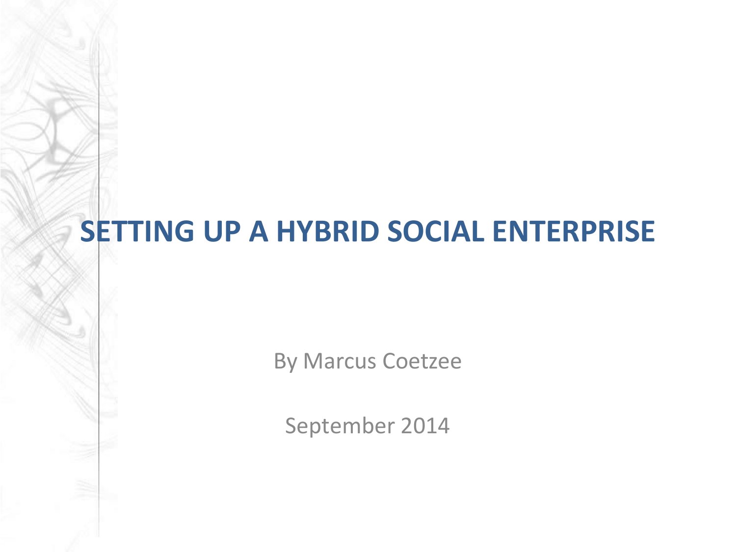# SETTING UP A HYBRID SOCIAL ENTERPRISE

By Marcus Coetzee

September 2014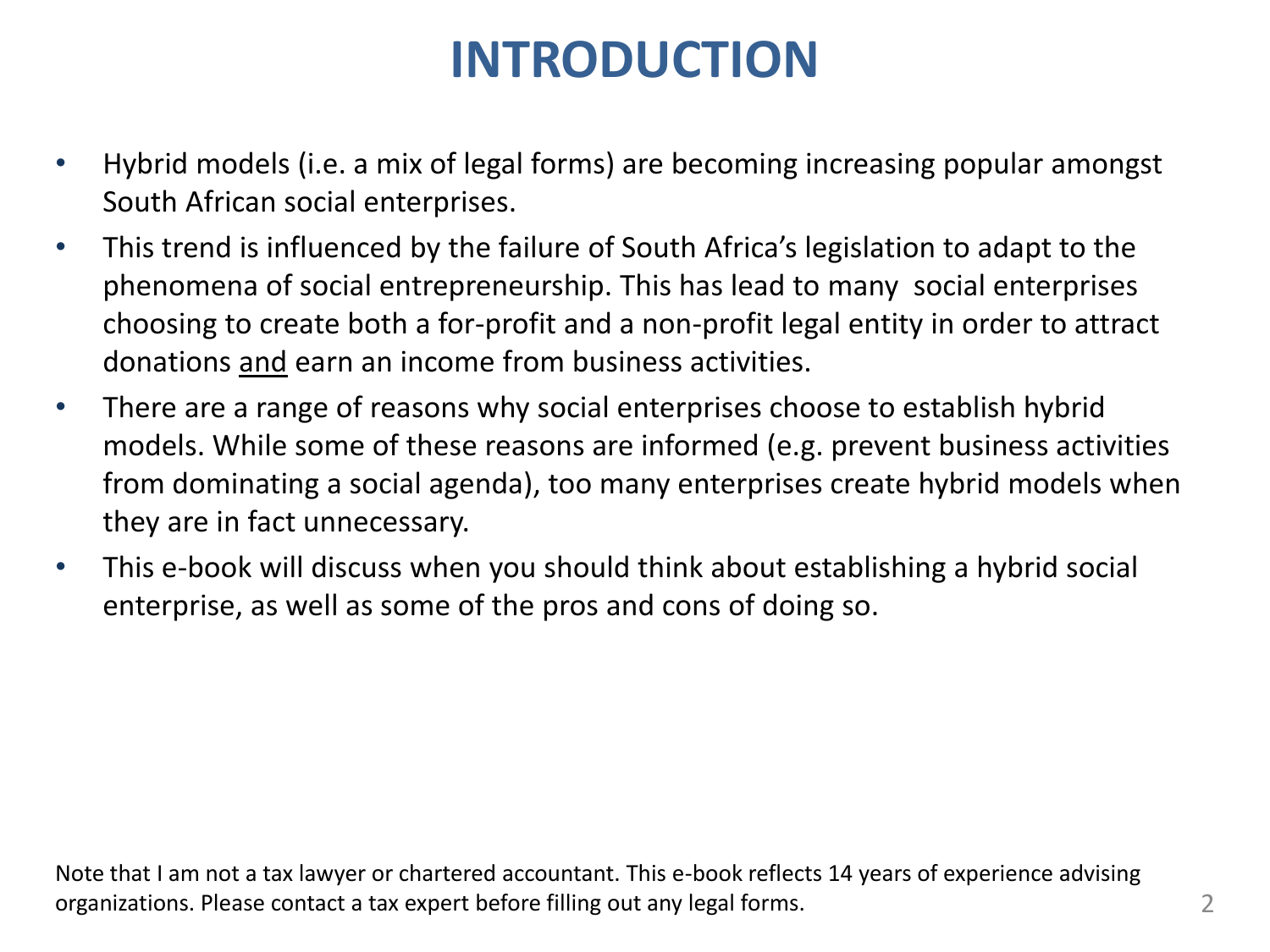# INTRODUCTION

- Hybrid models (i.e. a mix of legal forms) are becoming increasing popular amongst South African social enterprises.
- This trend is influenced by the failure of South Africa's legislation to adapt to the phenomena of social entrepreneurship. This has lead to many social enterprises choosing to create both a for-profit and a non-profit legal entity in order to attract donations <u>and</u> earn an income from business activities.
- There are a range of reasons why social enterprises choose to establish hybrid models. While some of these reasons are informed (e.g. prevent business activities from dominating a social agenda), too many enterprises create hybrid models when they are in fact unnecessary.
- This e-book will discuss when you should think about establishing a hybrid social enterprise, as well as some of the pros and cons of doing so.

Note that I am not a tax lawyer or chartered accountant. This e-book reflects 14 years of experience advising organizations. Please contact a tax expert before filling out any legal forms.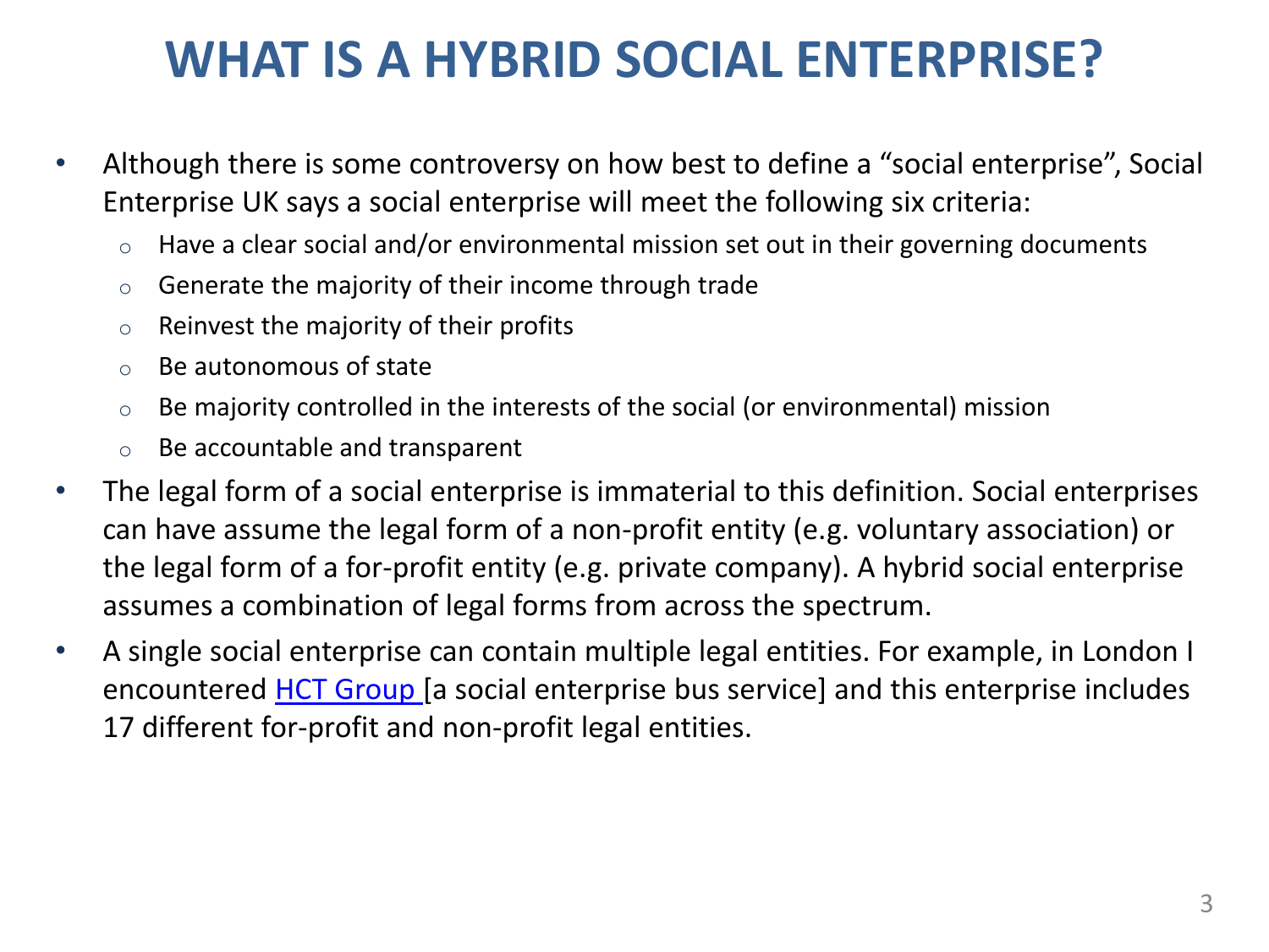# WHAT IS A HYBRID SOCIAL ENTERPRISE?

- Although there is some controversy on how best to define a "social enterprise", Social Enterprise UK says a social enterprise will meet the following six criteria:
  - Have a clear social and/or environmental mission set out in their governing documents
  - Generate the majority of their income through trade
  - Reinvest the majority of their profits
  - Be autonomous of state
  - Be majority controlled in the interests of the social (or environmental) mission
  - Be accountable and transparent
- The legal form of a social enterprise is immaterial to this definition. Social enterprises can have assume the legal form of a non-profit entity (e.g. voluntary association) or the legal form of a for-profit entity (e.g. private company). A hybrid social enterprise assumes a combination of legal forms from across the spectrum.
- A single social enterprise can contain multiple legal entities. For example, in London I encountered HCT Group [a social enterprise bus service] and this enterprise includes 17 different for-profit and non-profit legal entities.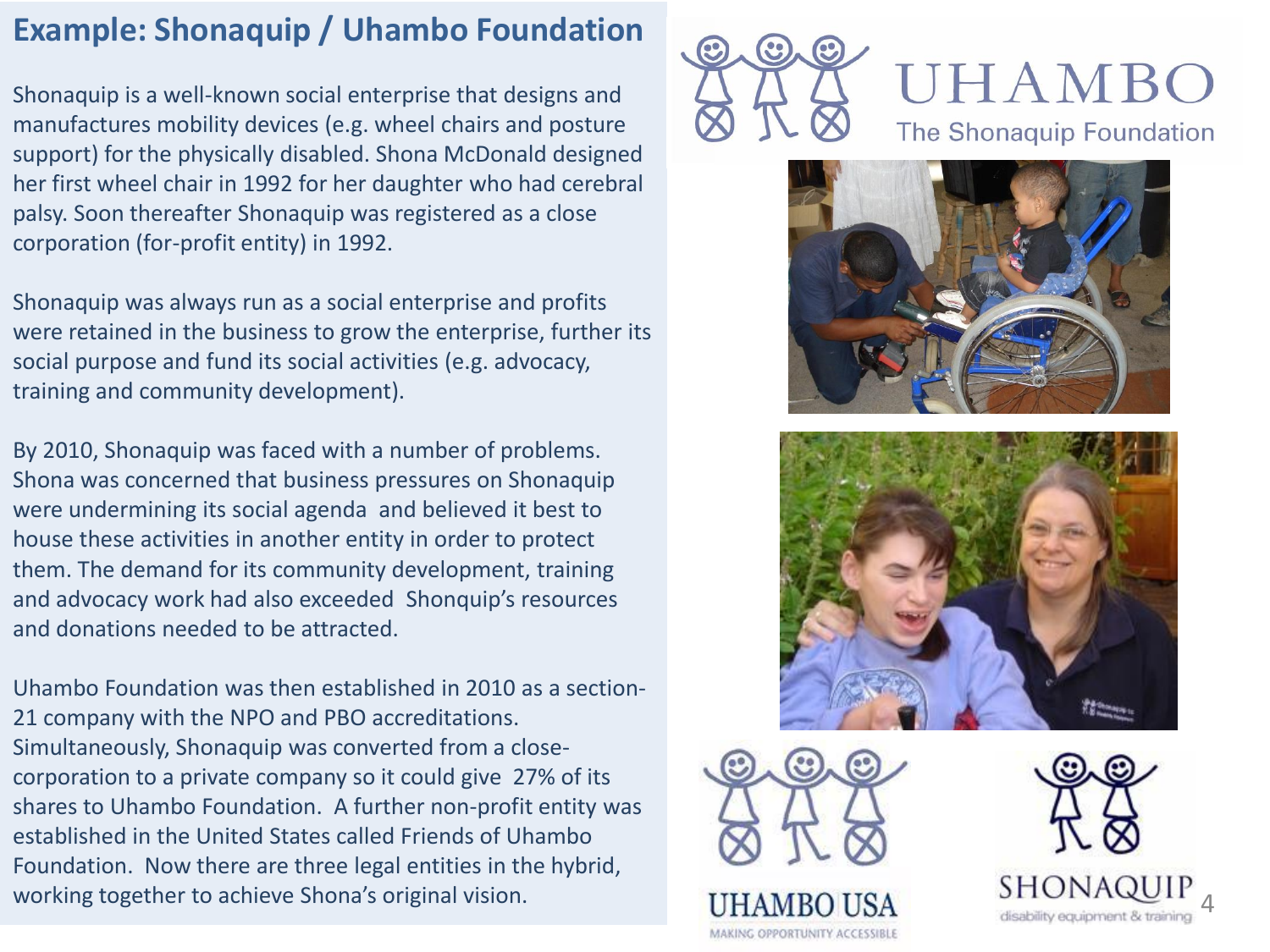# Example: Shonaquip / Uhambo Foundation

Shonaquip is a well-known social enterprise that designs and manufactures mobility devices (e.g. wheel chairs and posture support) for the physically disabled. Shona McDonald designed her first wheel chair in 1992 for her daughter who had cerebral palsy. Soon thereafter Shonaquip was registered as a close corporation (for-profit entity) in 1992.

Shonaquip was always run as a social enterprise and profits were retained in the business to grow the enterprise, further its social purpose and fund its social activities (e.g. advocacy, training and community development).

By 2010, Shonaquip was faced with a number of problems. Shona was concerned that business pressures on Shonaquip were undermining its social agenda and believed it best to house these activities in another entity in order to protect them. The demand for its community development, training and advocacy work had also exceeded Shonquip's resources and donations needed to be attracted.

Uhambo Foundation was then established in 2010 as a section-21 company with the NPO and PBO accreditations. Simultaneously, Shonaquip was converted from a close-corporation to a private company so it could give 27% of its shares to Uhambo Foundation. A further non-profit entity was established in the United States called Friends of Uhambo Foundation. Now there are three legal entities in the hybrid, working together to achieve Shona's original vision.

UHAMBO
The Shonaquip Foundation

UHAMBO USA
MAKING OPPORTUNITY ACCESSIBLE

SHONAQUIP
disability equipment & training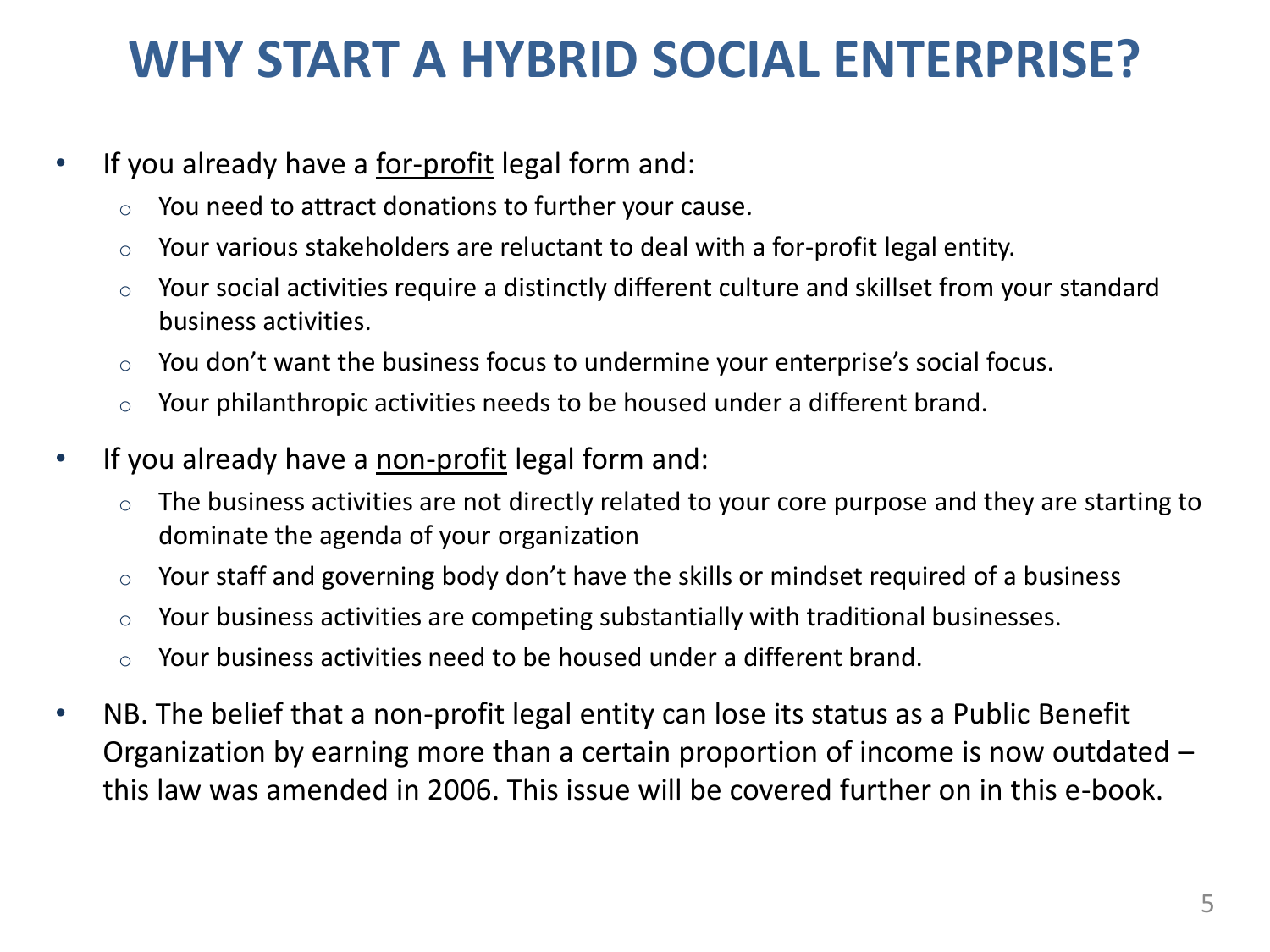# WHY START A HYBRID SOCIAL ENTERPRISE?

- If you already have a <u>for-profit</u> legal form and:
  - You need to attract donations to further your cause.
  - Your various stakeholders are reluctant to deal with a for-profit legal entity.
  - Your social activities require a distinctly different culture and skillset from your standard business activities.
  - You don't want the business focus to undermine your enterprise's social focus.
  - Your philanthropic activities needs to be housed under a different brand.
- If you already have a <u>non-profit</u> legal form and:
  - The business activities are not directly related to your core purpose and they are starting to dominate the agenda of your organization
  - Your staff and governing body don't have the skills or mindset required of a business
  - Your business activities are competing substantially with traditional businesses.
  - Your business activities need to be housed under a different brand.
- NB. The belief that a non-profit legal entity can lose its status as a Public Benefit Organization by earning more than a certain proportion of income is now outdated – this law was amended in 2006. This issue will be covered further on in this e-book.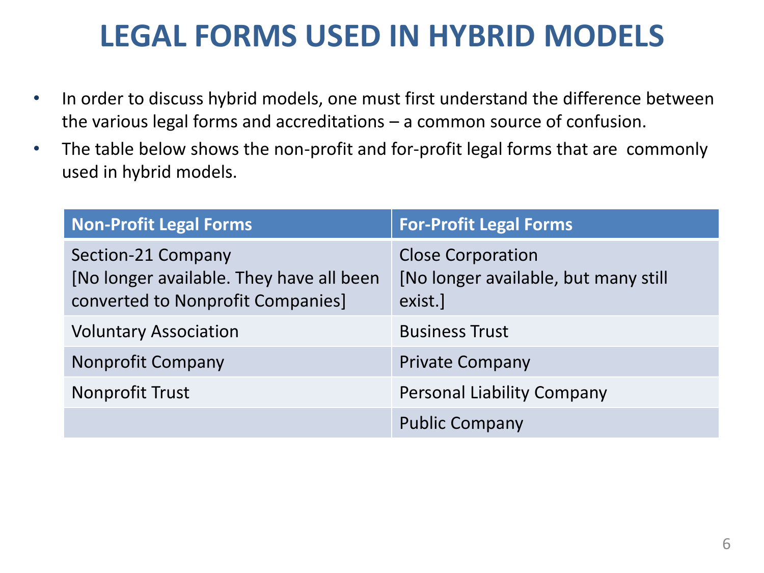# LEGAL FORMS USED IN HYBRID MODELS

- In order to discuss hybrid models, one must first understand the difference between the various legal forms and accreditations – a common source of confusion.
- The table below shows the non-profit and for-profit legal forms that are commonly used in hybrid models.

| Non-Profit Legal Forms | For-Profit Legal Forms |
|---|---|
| Section-21 Company [No longer available. They have all been converted to Nonprofit Companies] | Close Corporation [No longer available, but many still exist.] |
| Voluntary Association | Business Trust |
| Nonprofit Company | Private Company |
| Nonprofit Trust | Personal Liability Company |
| | Public Company |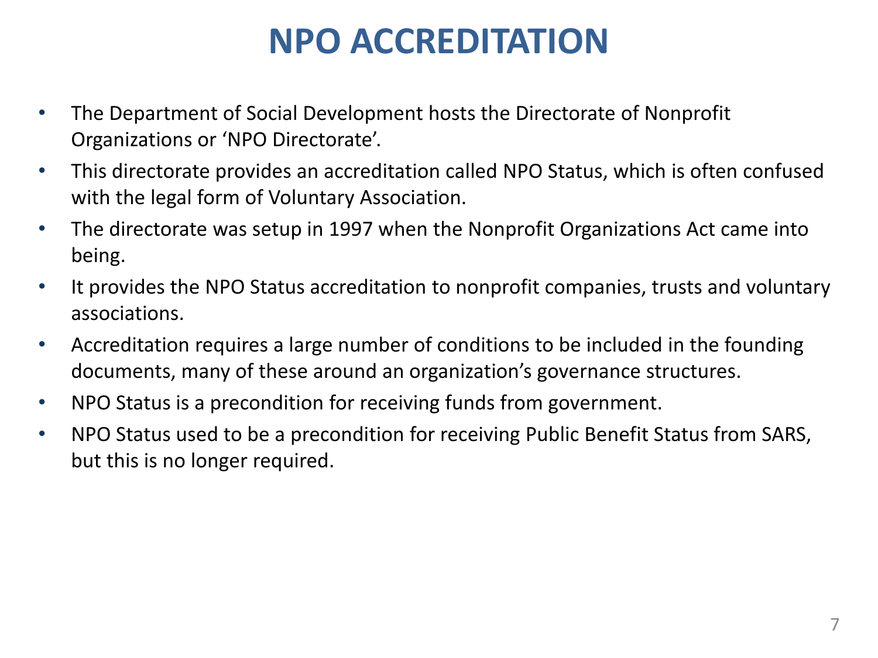# NPO ACCREDITATION

- The Department of Social Development hosts the Directorate of Nonprofit Organizations or ‘NPO Directorate’.
- This directorate provides an accreditation called NPO Status, which is often confused with the legal form of Voluntary Association.
- The directorate was setup in 1997 when the Nonprofit Organizations Act came into being.
- It provides the NPO Status accreditation to nonprofit companies, trusts and voluntary associations.
- Accreditation requires a large number of conditions to be included in the founding documents, many of these around an organization’s governance structures.
- NPO Status is a precondition for receiving funds from government.
- NPO Status used to be a precondition for receiving Public Benefit Status from SARS, but this is no longer required.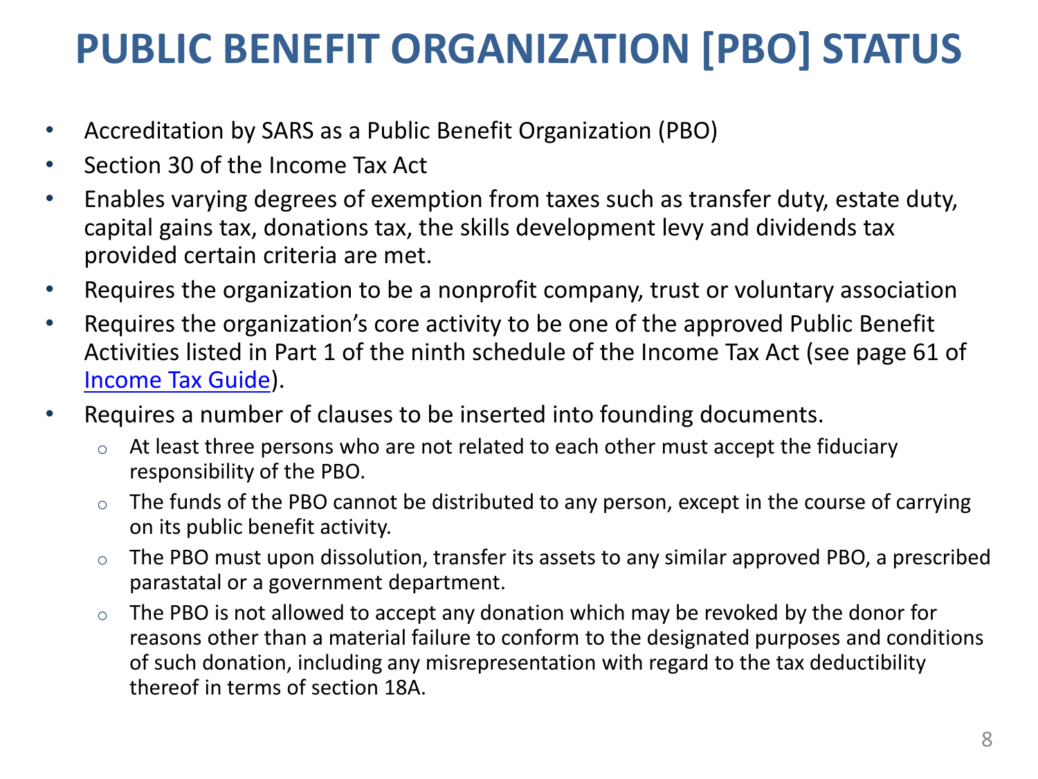# PUBLIC BENEFIT ORGANIZATION [PBO] STATUS

- Accreditation by SARS as a Public Benefit Organization (PBO)
- Section 30 of the Income Tax Act
- Enables varying degrees of exemption from taxes such as transfer duty, estate duty, capital gains tax, donations tax, the skills development levy and dividends tax provided certain criteria are met.
- Requires the organization to be a nonprofit company, trust or voluntary association
- Requires the organization's core activity to be one of the approved Public Benefit Activities listed in Part 1 of the ninth schedule of the Income Tax Act (see page 61 of Income Tax Guide).
- Requires a number of clauses to be inserted into founding documents.
  - At least three persons who are not related to each other must accept the fiduciary responsibility of the PBO.
  - The funds of the PBO cannot be distributed to any person, except in the course of carrying on its public benefit activity.
  - The PBO must upon dissolution, transfer its assets to any similar approved PBO, a prescribed parastatal or a government department.
  - The PBO is not allowed to accept any donation which may be revoked by the donor for reasons other than a material failure to conform to the designated purposes and conditions of such donation, including any misrepresentation with regard to the tax deductibility thereof in terms of section 18A.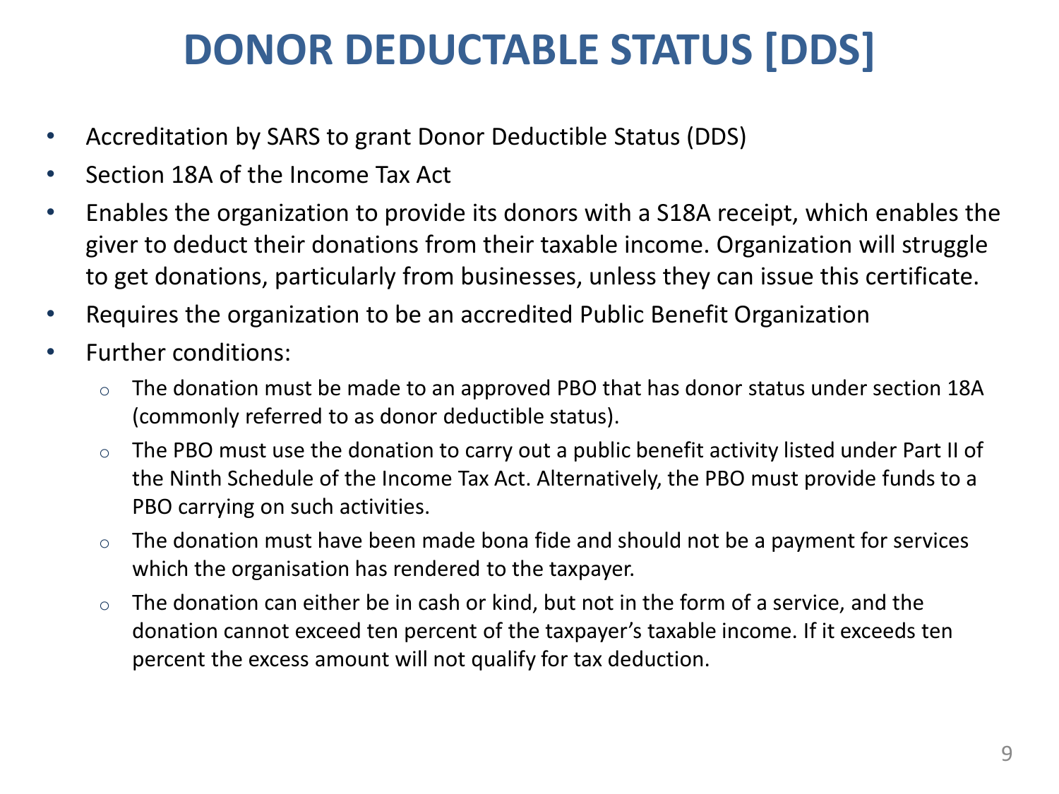# DONOR DEDUCTABLE STATUS [DDS]

- Accreditation by SARS to grant Donor Deductible Status (DDS)
- Section 18A of the Income Tax Act
- Enables the organization to provide its donors with a S18A receipt, which enables the giver to deduct their donations from their taxable income. Organization will struggle to get donations, particularly from businesses, unless they can issue this certificate.
- Requires the organization to be an accredited Public Benefit Organization
- Further conditions:
  - The donation must be made to an approved PBO that has donor status under section 18A (commonly referred to as donor deductible status).
  - The PBO must use the donation to carry out a public benefit activity listed under Part II of the Ninth Schedule of the Income Tax Act. Alternatively, the PBO must provide funds to a PBO carrying on such activities.
  - The donation must have been made bona fide and should not be a payment for services which the organisation has rendered to the taxpayer.
  - The donation can either be in cash or kind, but not in the form of a service, and the donation cannot exceed ten percent of the taxpayer's taxable income. If it exceeds ten percent the excess amount will not qualify for tax deduction.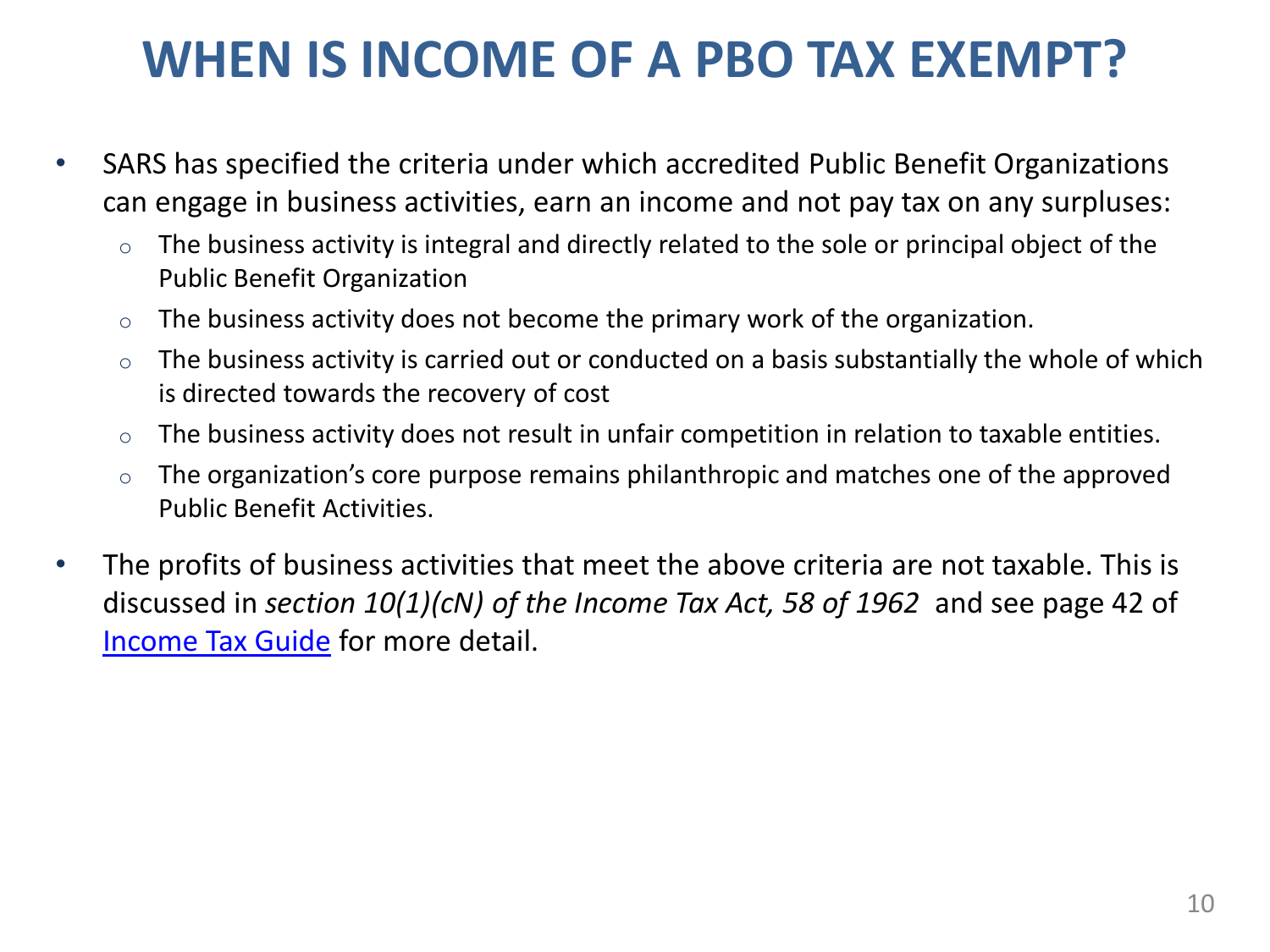# WHEN IS INCOME OF A PBO TAX EXEMPT?

- SARS has specified the criteria under which accredited Public Benefit Organizations can engage in business activities, earn an income and not pay tax on any surpluses:
  - The business activity is integral and directly related to the sole or principal object of the Public Benefit Organization
  - The business activity does not become the primary work of the organization.
  - The business activity is carried out or conducted on a basis substantially the whole of which is directed towards the recovery of cost
  - The business activity does not result in unfair competition in relation to taxable entities.
  - The organization's core purpose remains philanthropic and matches one of the approved Public Benefit Activities.
- The profits of business activities that meet the above criteria are not taxable. This is discussed in *section 10(1)(cN) of the Income Tax Act, 58 of 1962* and see page 42 of Income Tax Guide for more detail.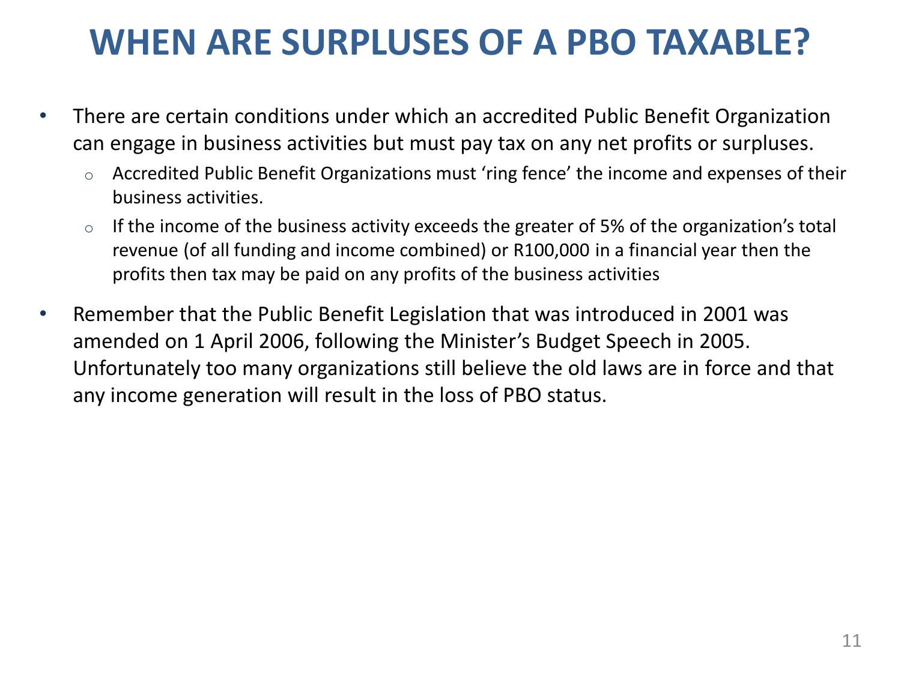# WHEN ARE SURPLUSES OF A PBO TAXABLE?

- There are certain conditions under which an accredited Public Benefit Organization can engage in business activities but must pay tax on any net profits or surpluses.
  - Accredited Public Benefit Organizations must 'ring fence' the income and expenses of their business activities.
  - If the income of the business activity exceeds the greater of 5% of the organization's total revenue (of all funding and income combined) or R100,000 in a financial year then the profits then tax may be paid on any profits of the business activities
- Remember that the Public Benefit Legislation that was introduced in 2001 was amended on 1 April 2006, following the Minister's Budget Speech in 2005. Unfortunately too many organizations still believe the old laws are in force and that any income generation will result in the loss of PBO status.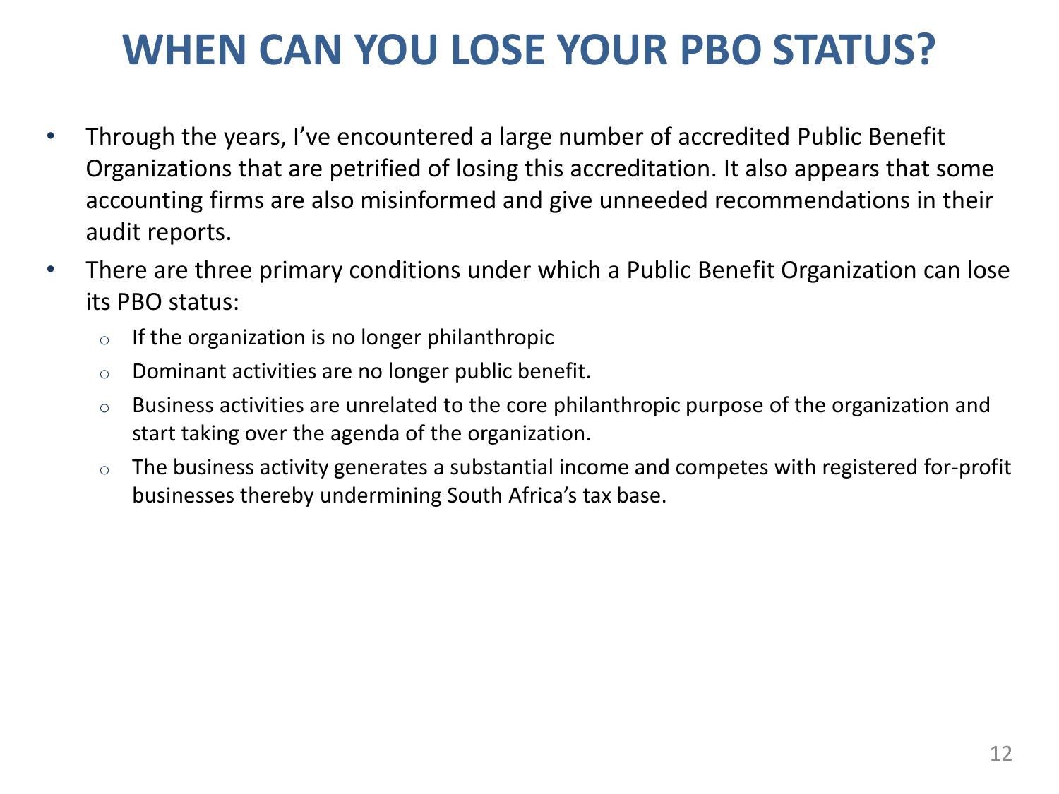# WHEN CAN YOU LOSE YOUR PBO STATUS?

- Through the years, I've encountered a large number of accredited Public Benefit Organizations that are petrified of losing this accreditation. It also appears that some accounting firms are also misinformed and give unneeded recommendations in their audit reports.
- There are three primary conditions under which a Public Benefit Organization can lose its PBO status:
  - If the organization is no longer philanthropic
  - Dominant activities are no longer public benefit.
  - Business activities are unrelated to the core philanthropic purpose of the organization and start taking over the agenda of the organization.
  - The business activity generates a substantial income and competes with registered for-profit businesses thereby undermining South Africa's tax base.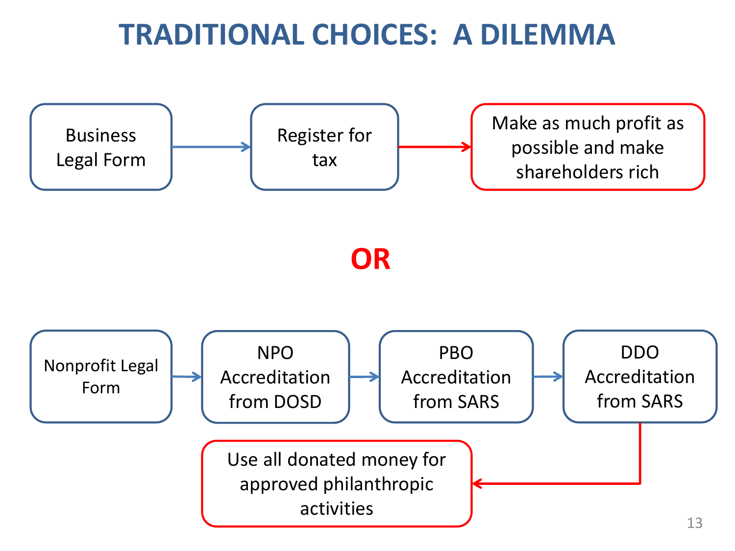# TRADITIONAL CHOICES: A DILEMMA

Business Legal Form → Register for tax → Make as much profit as possible and make shareholders rich

**OR**

Nonprofit Legal Form → NPO Accreditation from DOSD → PBO Accreditation from SARS → DDO Accreditation from SARS → Use all donated money for approved philanthropic activities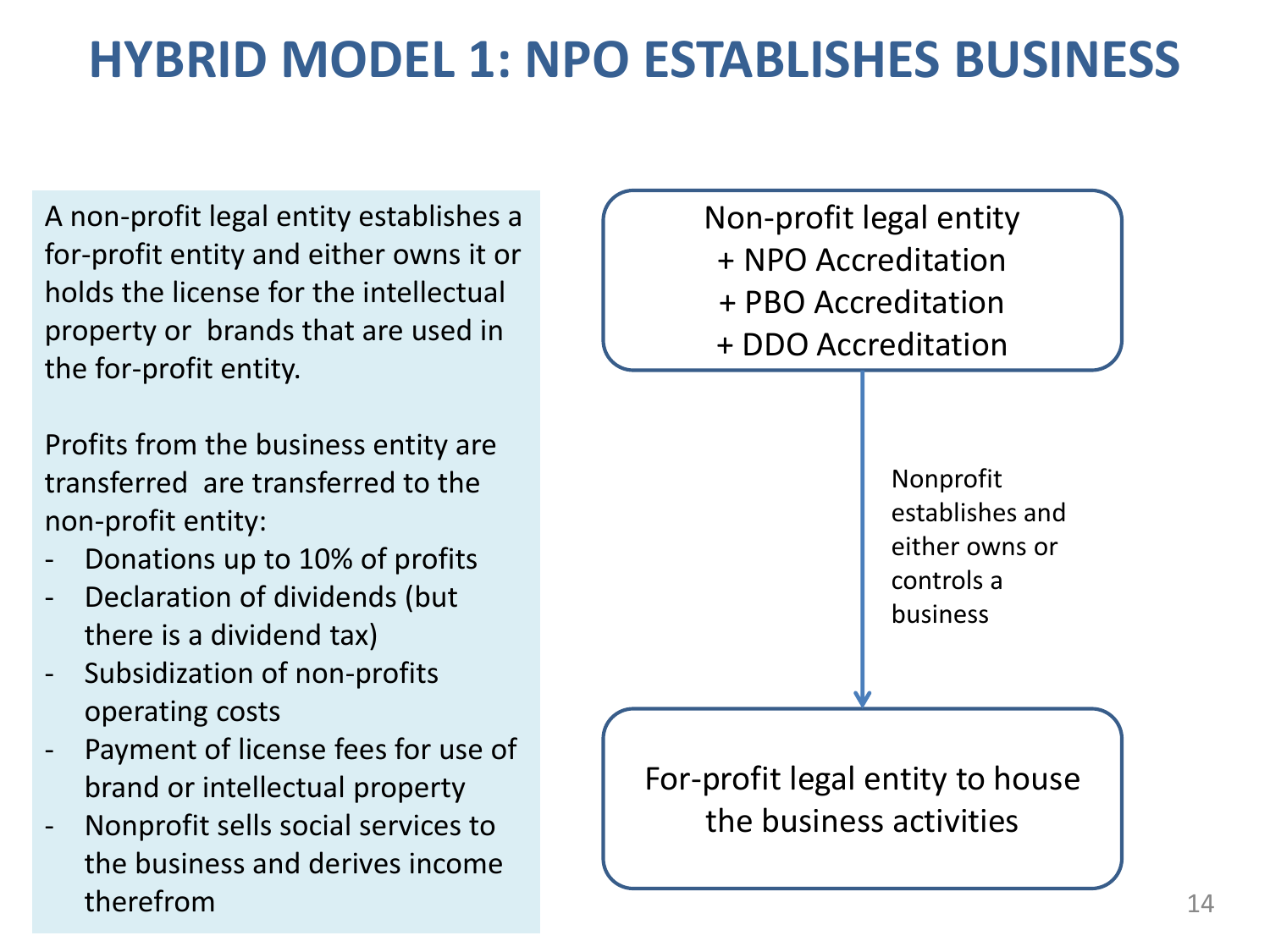# HYBRID MODEL 1: NPO ESTABLISHES BUSINESS

A non-profit legal entity establishes a for-profit entity and either owns it or holds the license for the intellectual property or brands that are used in the for-profit entity.

Profits from the business entity are transferred are transferred to the non-profit entity:

- Donations up to 10% of profits
- Declaration of dividends (but there is a dividend tax)
- Subsidization of non-profits operating costs
- Payment of license fees for use of brand or intellectual property
- Nonprofit sells social services to the business and derives income therefrom

Non-profit legal entity
+ NPO Accreditation
+ PBO Accreditation
+ DDO Accreditation

↓ Nonprofit establishes and either owns or controls a business

For-profit legal entity to house the business activities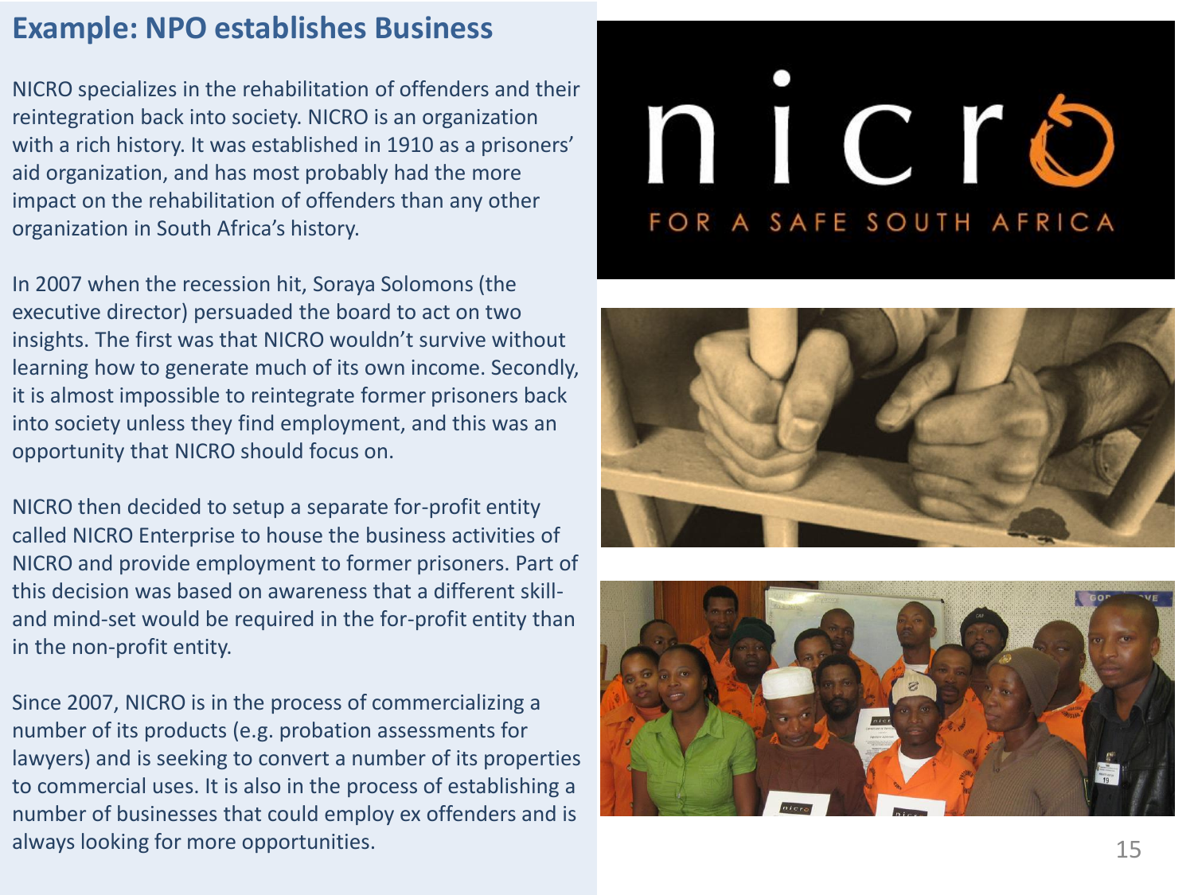## Example: NPO establishes Business

NICRO specializes in the rehabilitation of offenders and their reintegration back into society. NICRO is an organization with a rich history. It was established in 1910 as a prisoners' aid organization, and has most probably had the more impact on the rehabilitation of offenders than any other organization in South Africa's history.

In 2007 when the recession hit, Soraya Solomons (the executive director) persuaded the board to act on two insights. The first was that NICRO wouldn't survive without learning how to generate much of its own income. Secondly, it is almost impossible to reintegrate former prisoners back into society unless they find employment, and this was an opportunity that NICRO should focus on.

NICRO then decided to setup a separate for-profit entity called NICRO Enterprise to house the business activities of NICRO and provide employment to former prisoners. Part of this decision was based on awareness that a different skill- and mind-set would be required in the for-profit entity than in the non-profit entity.

Since 2007, NICRO is in the process of commercializing a number of its products (e.g. probation assessments for lawyers) and is seeking to convert a number of its properties to commercial uses. It is also in the process of establishing a number of businesses that could employ ex offenders and is always looking for more opportunities.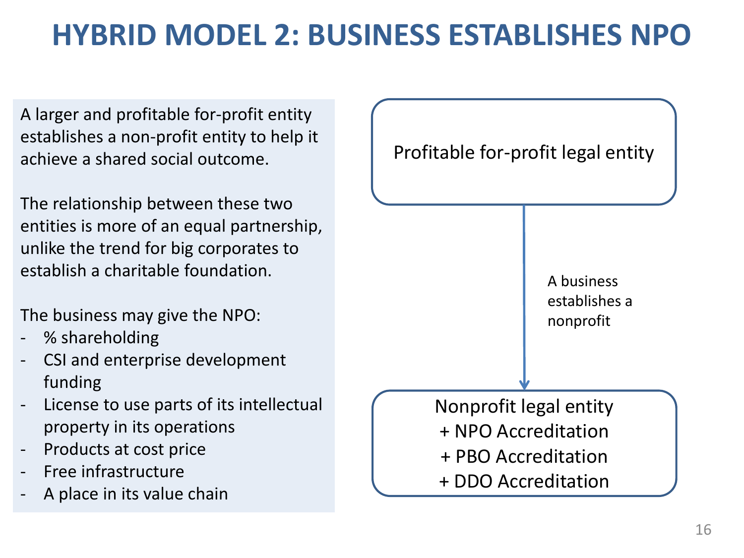# HYBRID MODEL 2: BUSINESS ESTABLISHES NPO

A larger and profitable for-profit entity establishes a non-profit entity to help it achieve a shared social outcome.

The relationship between these two entities is more of an equal partnership, unlike the trend for big corporates to establish a charitable foundation.

The business may give the NPO:

- % shareholding
- CSI and enterprise development funding
- License to use parts of its intellectual property in its operations
- Products at cost price
- Free infrastructure
- A place in its value chain

Profitable for-profit legal entity

↓ A business establishes a nonprofit

Nonprofit legal entity
+ NPO Accreditation
+ PBO Accreditation
+ DDO Accreditation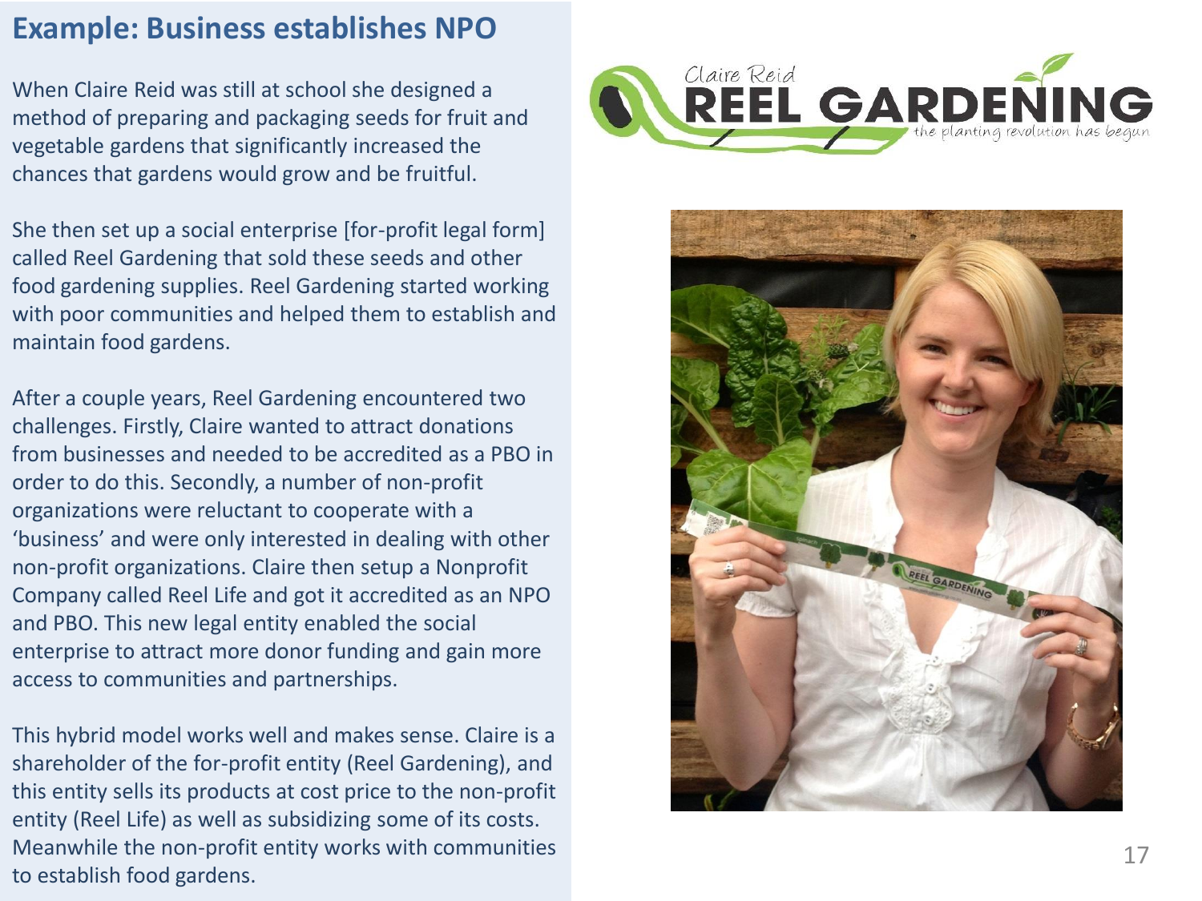## Example: Business establishes NPO

When Claire Reid was still at school she designed a method of preparing and packaging seeds for fruit and vegetable gardens that significantly increased the chances that gardens would grow and be fruitful.

She then set up a social enterprise [for-profit legal form] called Reel Gardening that sold these seeds and other food gardening supplies. Reel Gardening started working with poor communities and helped them to establish and maintain food gardens.

After a couple years, Reel Gardening encountered two challenges. Firstly, Claire wanted to attract donations from businesses and needed to be accredited as a PBO in order to do this. Secondly, a number of non-profit organizations were reluctant to cooperate with a 'business' and were only interested in dealing with other non-profit organizations. Claire then setup a Nonprofit Company called Reel Life and got it accredited as an NPO and PBO. This new legal entity enabled the social enterprise to attract more donor funding and gain more access to communities and partnerships.

This hybrid model works well and makes sense. Claire is a shareholder of the for-profit entity (Reel Gardening), and this entity sells its products at cost price to the non-profit entity (Reel Life) as well as subsidizing some of its costs. Meanwhile the non-profit entity works with communities to establish food gardens.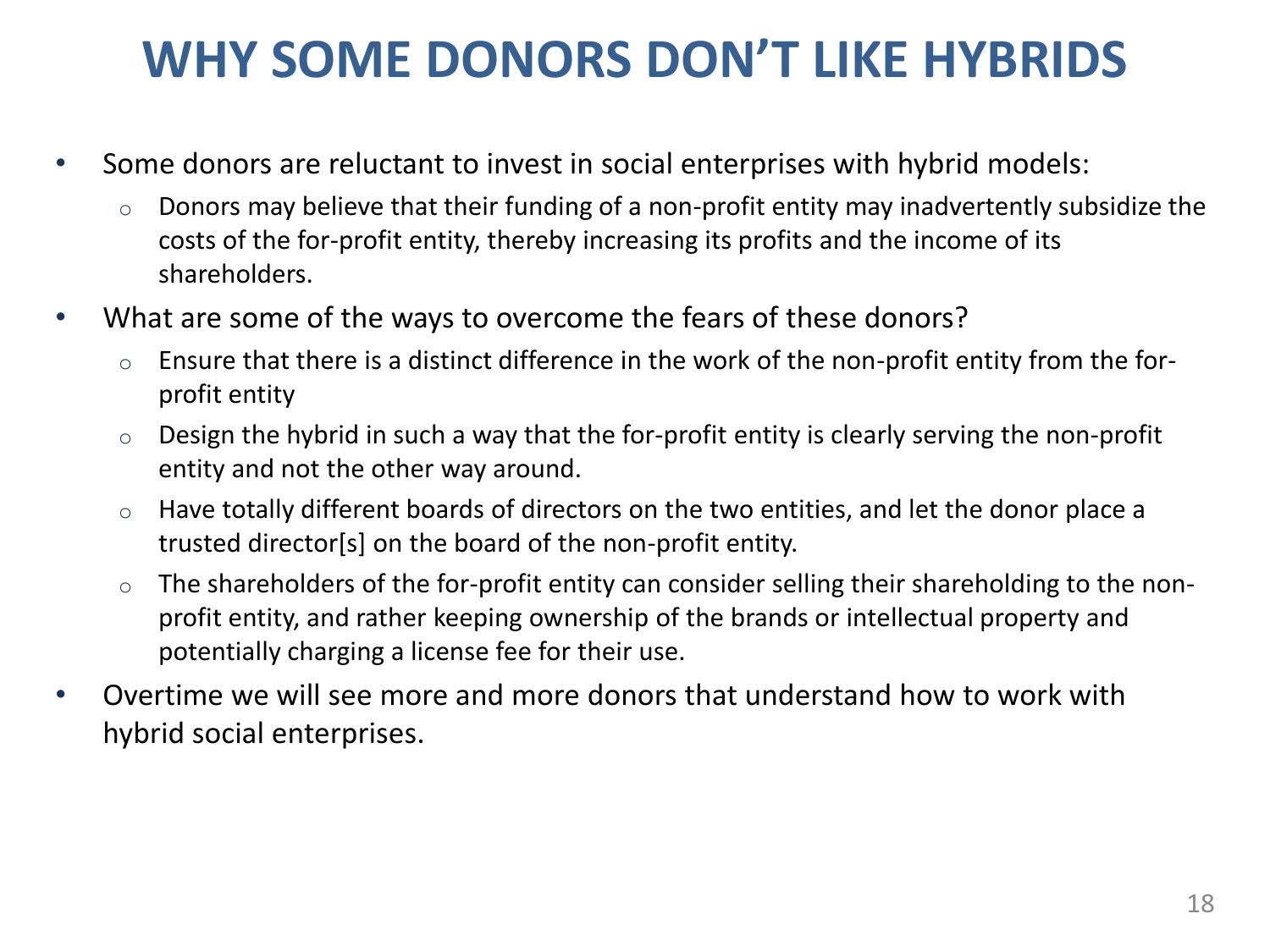# WHY SOME DONORS DON'T LIKE HYBRIDS

- Some donors are reluctant to invest in social enterprises with hybrid models:
  - Donors may believe that their funding of a non-profit entity may inadvertently subsidize the costs of the for-profit entity, thereby increasing its profits and the income of its shareholders.
- What are some of the ways to overcome the fears of these donors?
  - Ensure that there is a distinct difference in the work of the non-profit entity from the for-profit entity
  - Design the hybrid in such a way that the for-profit entity is clearly serving the non-profit entity and not the other way around.
  - Have totally different boards of directors on the two entities, and let the donor place a trusted director[s] on the board of the non-profit entity.
  - The shareholders of the for-profit entity can consider selling their shareholding to the non-profit entity, and rather keeping ownership of the brands or intellectual property and potentially charging a license fee for their use.
- Overtime we will see more and more donors that understand how to work with hybrid social enterprises.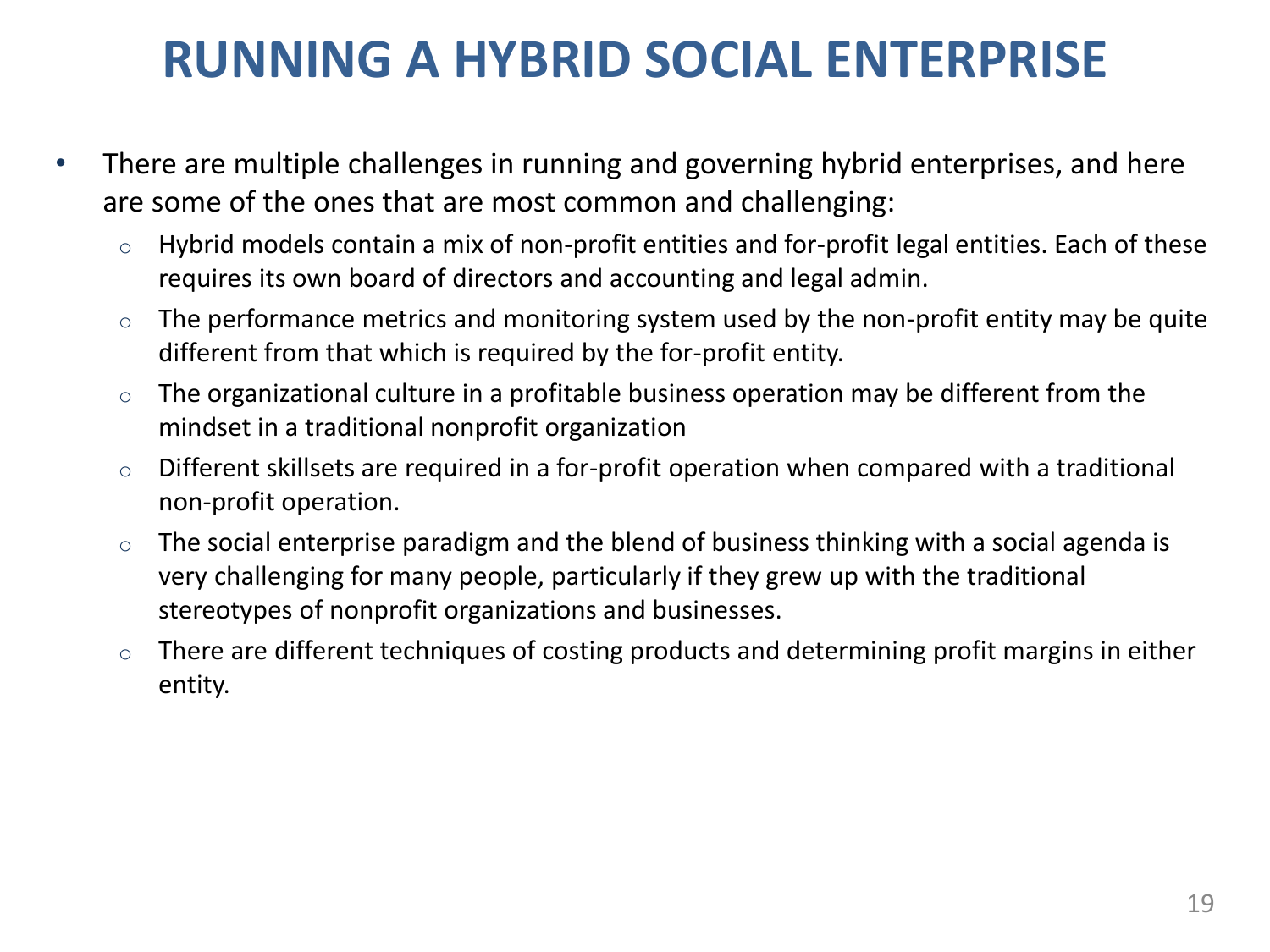# RUNNING A HYBRID SOCIAL ENTERPRISE

- There are multiple challenges in running and governing hybrid enterprises, and here are some of the ones that are most common and challenging:
  - Hybrid models contain a mix of non-profit entities and for-profit legal entities. Each of these requires its own board of directors and accounting and legal admin.
  - The performance metrics and monitoring system used by the non-profit entity may be quite different from that which is required by the for-profit entity.
  - The organizational culture in a profitable business operation may be different from the mindset in a traditional nonprofit organization
  - Different skillsets are required in a for-profit operation when compared with a traditional non-profit operation.
  - The social enterprise paradigm and the blend of business thinking with a social agenda is very challenging for many people, particularly if they grew up with the traditional stereotypes of nonprofit organizations and businesses.
  - There are different techniques of costing products and determining profit margins in either entity.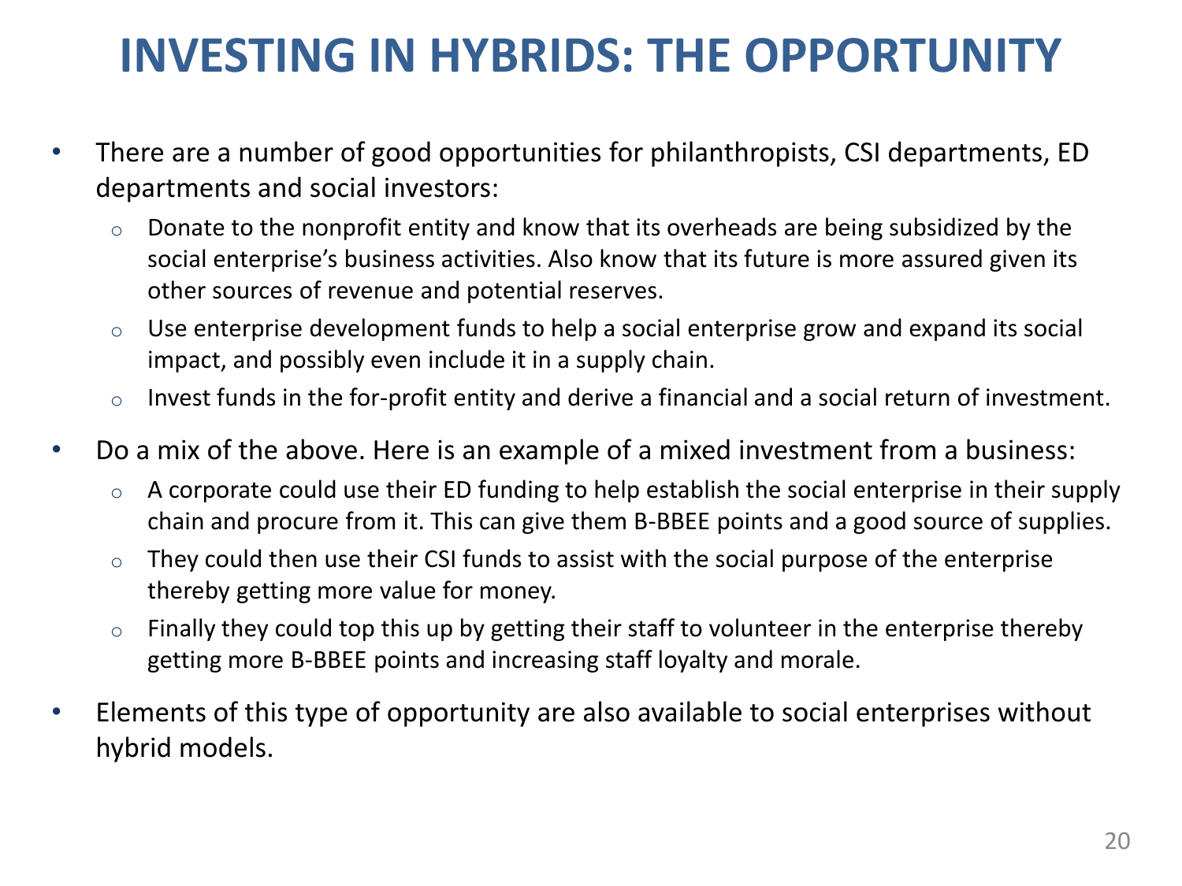# INVESTING IN HYBRIDS: THE OPPORTUNITY

- There are a number of good opportunities for philanthropists, CSI departments, ED departments and social investors:
  - Donate to the nonprofit entity and know that its overheads are being subsidized by the social enterprise's business activities. Also know that its future is more assured given its other sources of revenue and potential reserves.
  - Use enterprise development funds to help a social enterprise grow and expand its social impact, and possibly even include it in a supply chain.
  - Invest funds in the for-profit entity and derive a financial and a social return of investment.
- Do a mix of the above. Here is an example of a mixed investment from a business:
  - A corporate could use their ED funding to help establish the social enterprise in their supply chain and procure from it. This can give them B-BBEE points and a good source of supplies.
  - They could then use their CSI funds to assist with the social purpose of the enterprise thereby getting more value for money.
  - Finally they could top this up by getting their staff to volunteer in the enterprise thereby getting more B-BBEE points and increasing staff loyalty and morale.
- Elements of this type of opportunity are also available to social enterprises without hybrid models.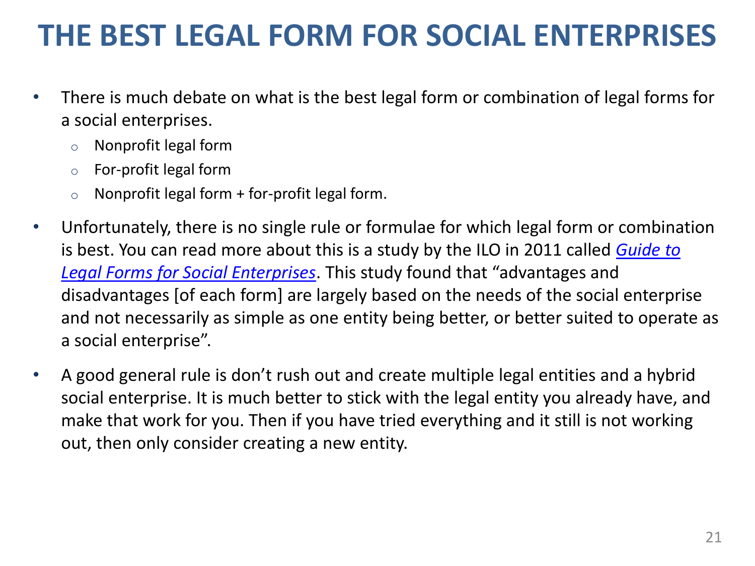# THE BEST LEGAL FORM FOR SOCIAL ENTERPRISES

- There is much debate on what is the best legal form or combination of legal forms for a social enterprises.
  - Nonprofit legal form
  - For-profit legal form
  - Nonprofit legal form + for-profit legal form.
- Unfortunately, there is no single rule or formulae for which legal form or combination is best. You can read more about this is a study by the ILO in 2011 called *Guide to Legal Forms for Social Enterprises*. This study found that "advantages and disadvantages [of each form] are largely based on the needs of the social enterprise and not necessarily as simple as one entity being better, or better suited to operate as a social enterprise".
- A good general rule is don't rush out and create multiple legal entities and a hybrid social enterprise. It is much better to stick with the legal entity you already have, and make that work for you. Then if you have tried everything and it still is not working out, then only consider creating a new entity.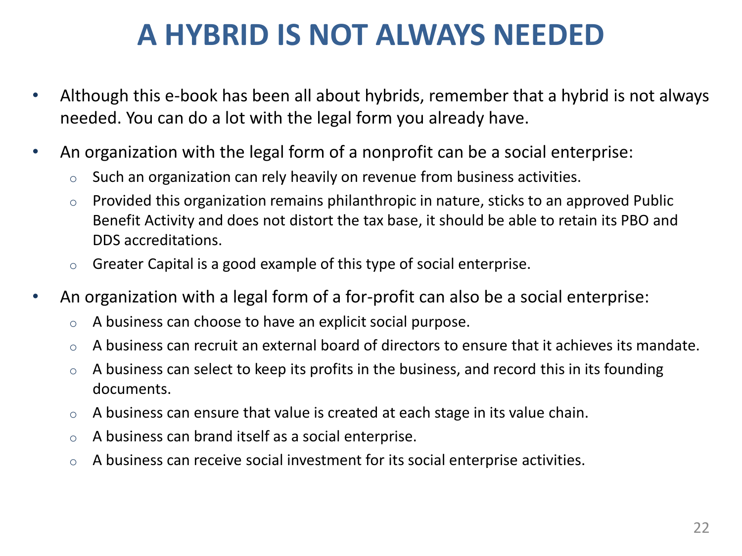# A HYBRID IS NOT ALWAYS NEEDED

- Although this e-book has been all about hybrids, remember that a hybrid is not always needed. You can do a lot with the legal form you already have.
- An organization with the legal form of a nonprofit can be a social enterprise:
  - Such an organization can rely heavily on revenue from business activities.
  - Provided this organization remains philanthropic in nature, sticks to an approved Public Benefit Activity and does not distort the tax base, it should be able to retain its PBO and DDS accreditations.
  - Greater Capital is a good example of this type of social enterprise.
- An organization with a legal form of a for-profit can also be a social enterprise:
  - A business can choose to have an explicit social purpose.
  - A business can recruit an external board of directors to ensure that it achieves its mandate.
  - A business can select to keep its profits in the business, and record this in its founding documents.
  - A business can ensure that value is created at each stage in its value chain.
  - A business can brand itself as a social enterprise.
  - A business can receive social investment for its social enterprise activities.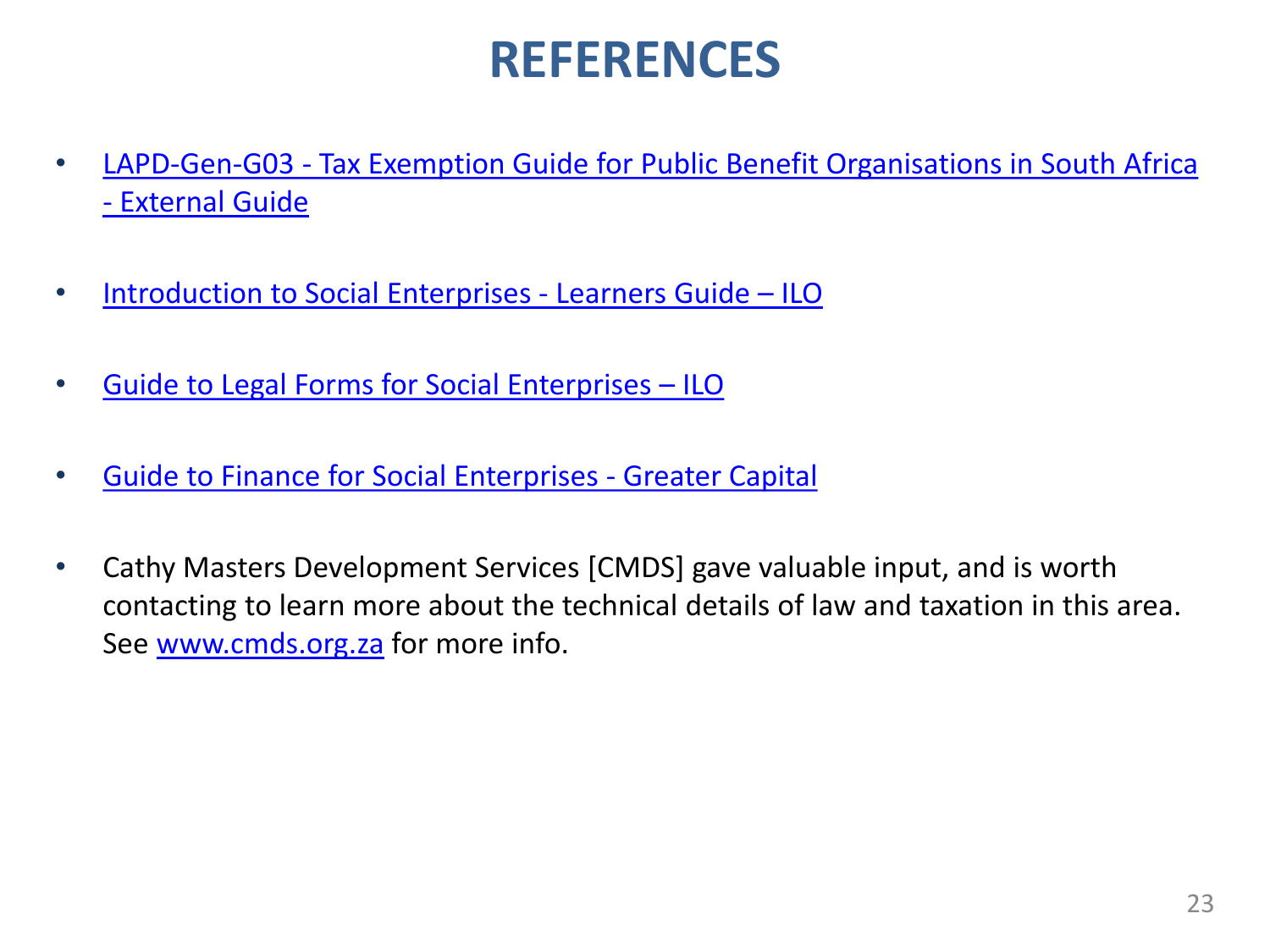# REFERENCES

- LAPD-Gen-G03 - Tax Exemption Guide for Public Benefit Organisations in South Africa - External Guide
- Introduction to Social Enterprises - Learners Guide – ILO
- Guide to Legal Forms for Social Enterprises – ILO
- Guide to Finance for Social Enterprises - Greater Capital
- Cathy Masters Development Services [CMDS] gave valuable input, and is worth contacting to learn more about the technical details of law and taxation in this area. See www.cmds.org.za for more info.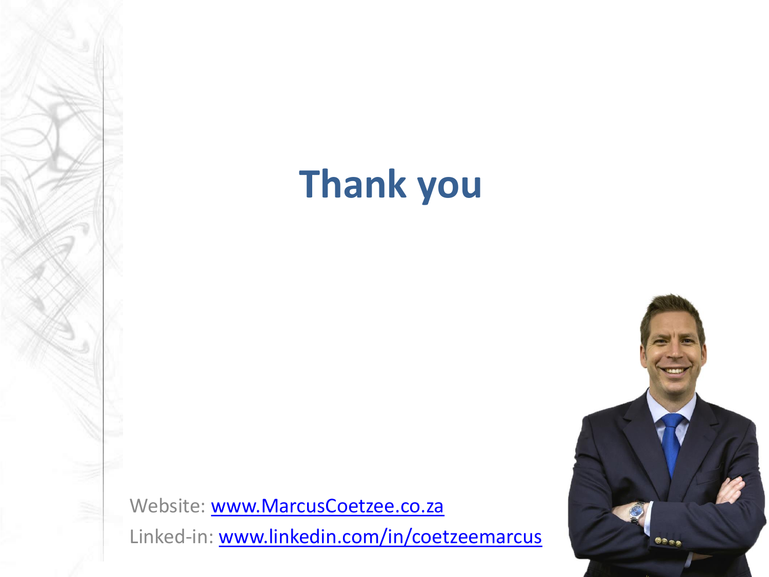# Thank you

Website: www.MarcusCoetzee.co.za

Linked-in: www.linkedin.com/in/coetzeemarcus